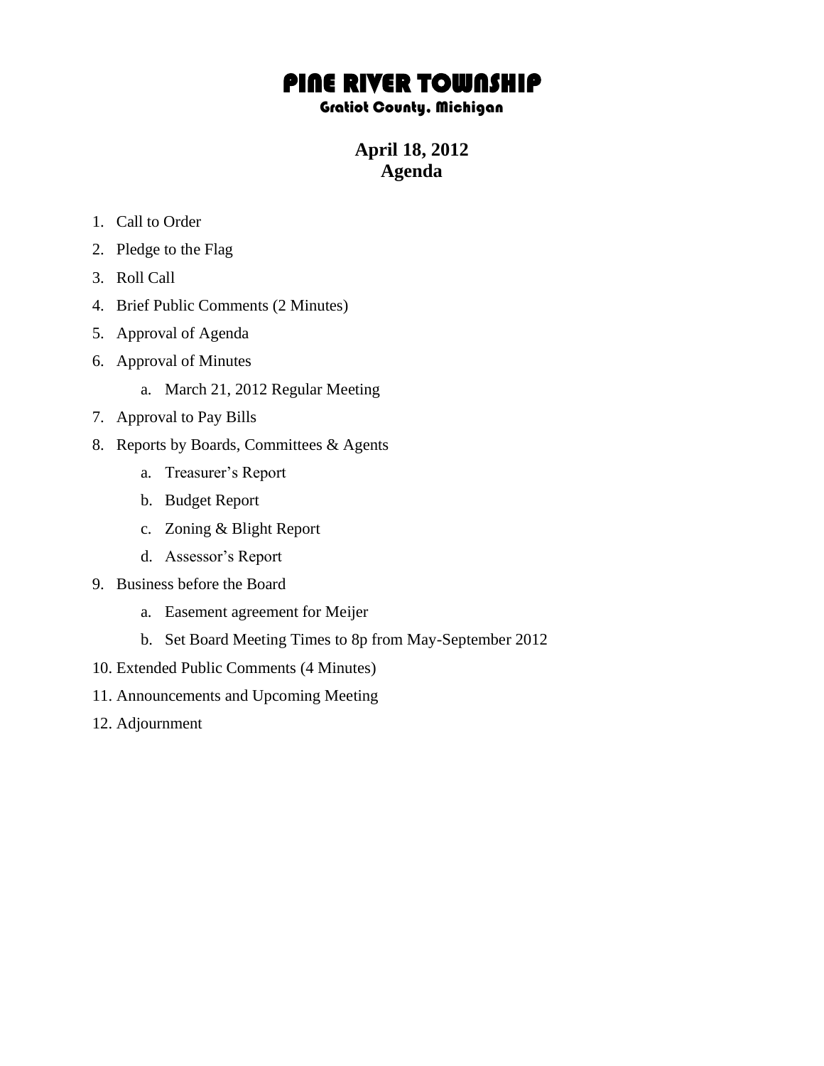# PINE RIVER TOWNSHIP

### Gratiot County, Michigan

## April 18, 2012
## Agenda

1. Call to Order
2. Pledge to the Flag
3. Roll Call
4. Brief Public Comments (2 Minutes)
5. Approval of Agenda
6. Approval of Minutes
    a. March 21, 2012 Regular Meeting
7. Approval to Pay Bills
8. Reports by Boards, Committees & Agents
    a. Treasurer's Report
    b. Budget Report
    c. Zoning & Blight Report
    d. Assessor's Report
9. Business before the Board
    a. Easement agreement for Meijer
    b. Set Board Meeting Times to 8p from May-September 2012
10. Extended Public Comments (4 Minutes)
11. Announcements and Upcoming Meeting
12. Adjournment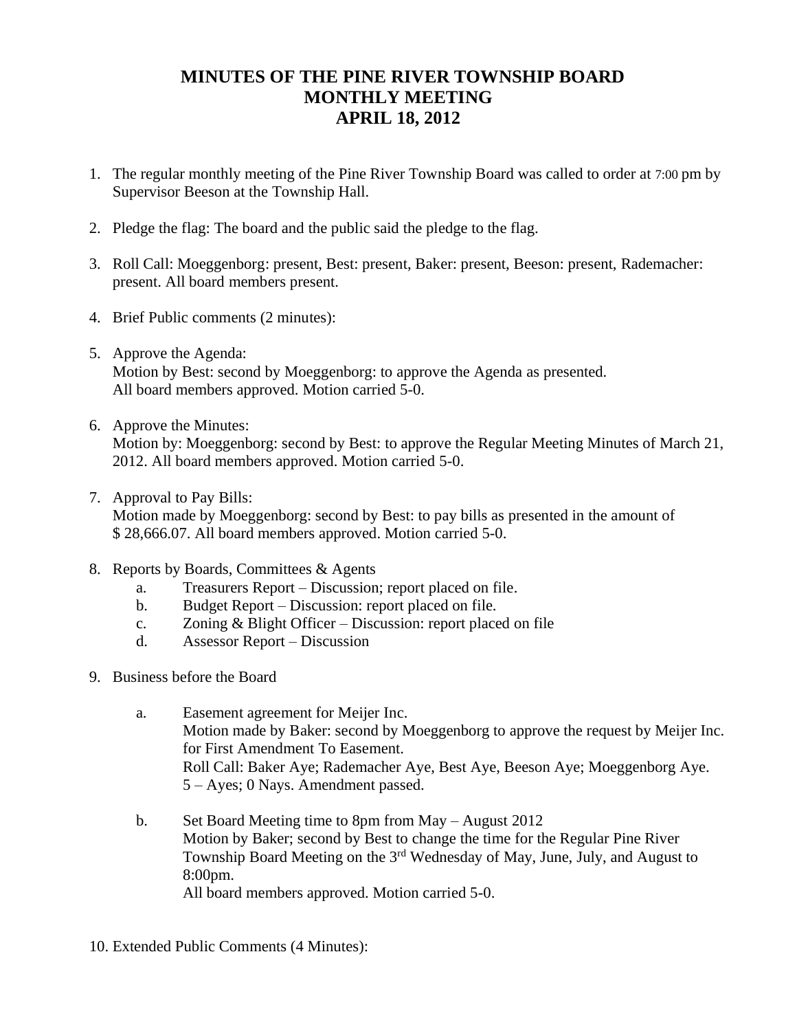# MINUTES OF THE PINE RIVER TOWNSHIP BOARD MONTHLY MEETING APRIL 18, 2012

1. The regular monthly meeting of the Pine River Township Board was called to order at 7:00 pm by Supervisor Beeson at the Township Hall.

2. Pledge the flag: The board and the public said the pledge to the flag.

3. Roll Call: Moeggenborg: present, Best: present, Baker: present, Beeson: present, Rademacher: present. All board members present.

4. Brief Public comments (2 minutes):

5. Approve the Agenda:
   Motion by Best: second by Moeggenborg: to approve the Agenda as presented.
   All board members approved. Motion carried 5-0.

6. Approve the Minutes:
   Motion by: Moeggenborg: second by Best: to approve the Regular Meeting Minutes of March 21, 2012. All board members approved. Motion carried 5-0.

7. Approval to Pay Bills:
   Motion made by Moeggenborg: second by Best: to pay bills as presented in the amount of $ 28,666.07. All board members approved. Motion carried 5-0.

8. Reports by Boards, Committees & Agents
   a. Treasurers Report – Discussion; report placed on file.
   b. Budget Report – Discussion: report placed on file.
   c. Zoning & Blight Officer – Discussion: report placed on file
   d. Assessor Report – Discussion

9. Business before the Board

   a. Easement agreement for Meijer Inc.
      Motion made by Baker: second by Moeggenborg to approve the request by Meijer Inc. for First Amendment To Easement.
      Roll Call: Baker Aye; Rademacher Aye, Best Aye, Beeson Aye; Moeggenborg Aye.
      5 – Ayes; 0 Nays. Amendment passed.

   b. Set Board Meeting time to 8pm from May – August 2012
      Motion by Baker; second by Best to change the time for the Regular Pine River Township Board Meeting on the 3rd Wednesday of May, June, July, and August to 8:00pm.
      All board members approved. Motion carried 5-0.

10. Extended Public Comments (4 Minutes):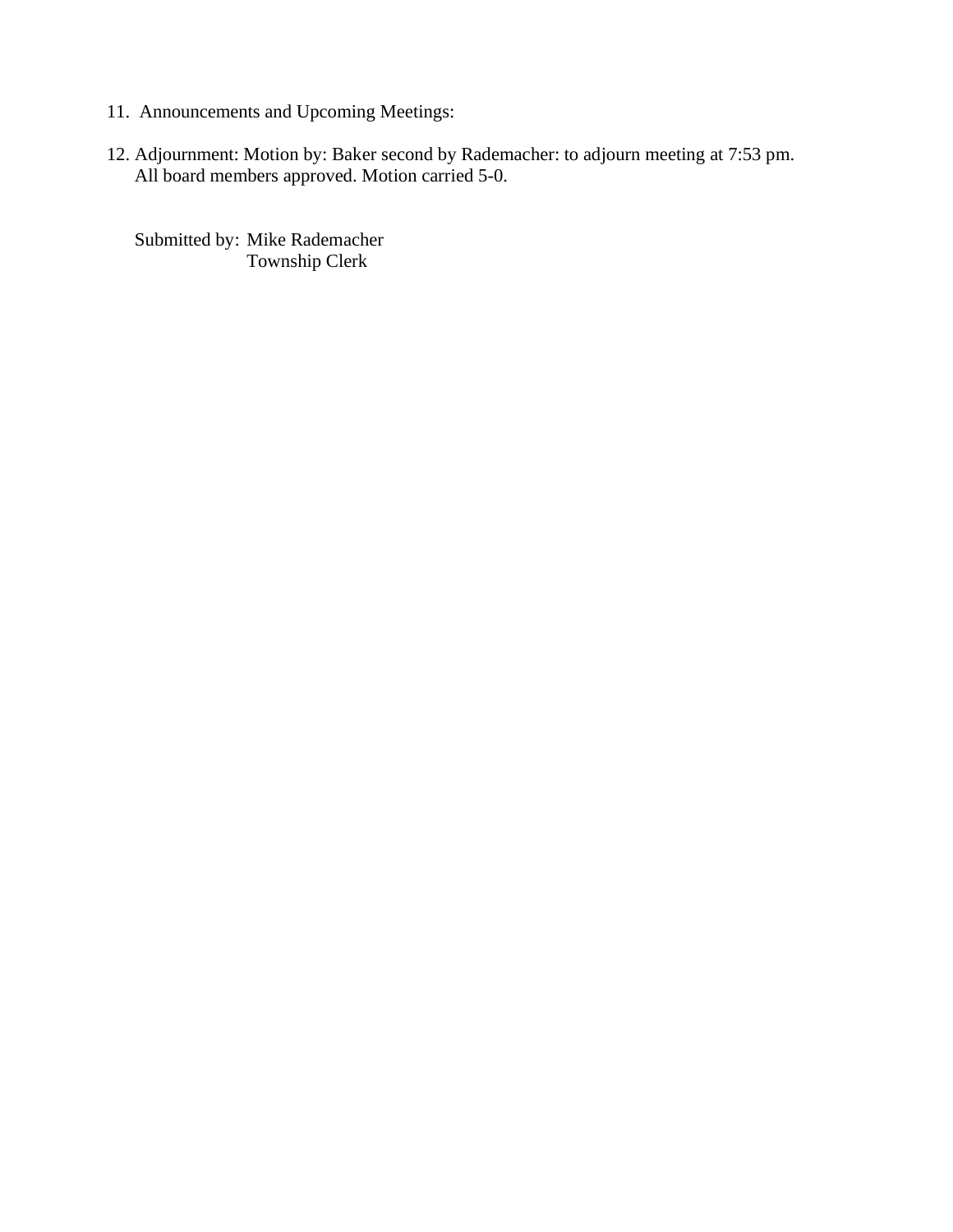11. Announcements and Upcoming Meetings:

12. Adjournment: Motion by: Baker second by Rademacher: to adjourn meeting at 7:53 pm. All board members approved. Motion carried 5-0.

Submitted by: Mike Rademacher
Township Clerk